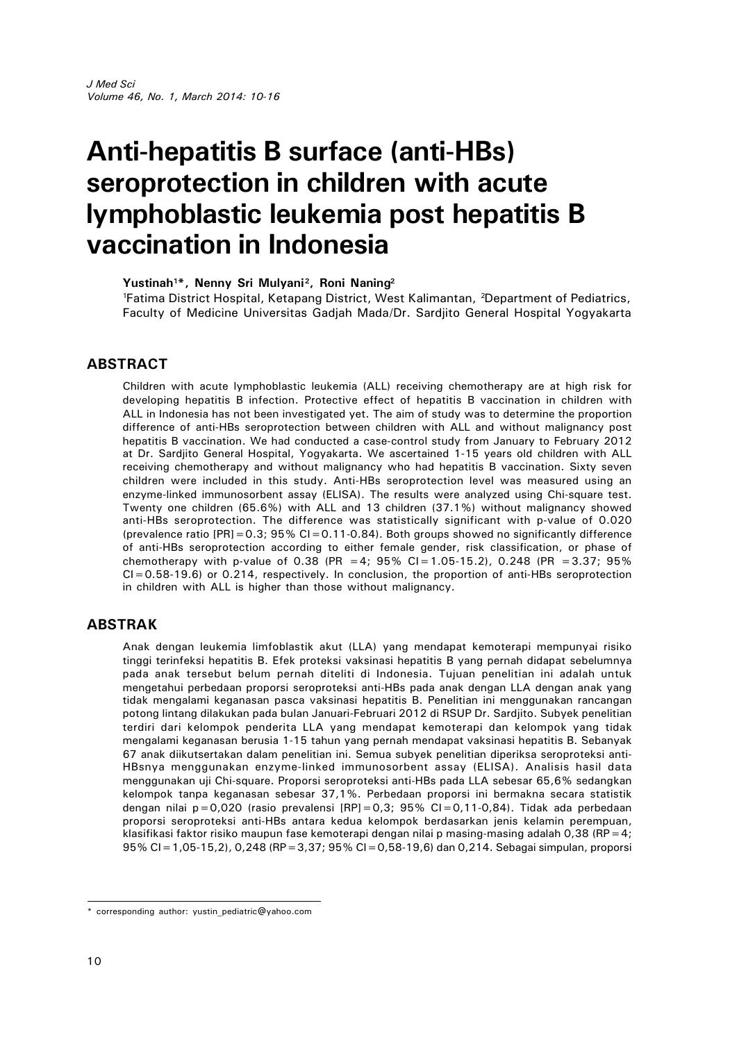# Anti-hepatitis B surface (anti-HBs) seroprotection in children with acute lymphoblastic leukemia post hepatitis B vaccination in Indonesia

**Yustinah[1]*, Nenny Sri Mulyani[2], Roni Naning[2]**

[1]Fatima District Hospital, Ketapang District, West Kalimantan, [2]Department of Pediatrics, Faculty of Medicine Universitas Gadjah Mada/Dr. Sardjito General Hospital Yogyakarta

## ABSTRACT

Children with acute lymphoblastic leukemia (ALL) receiving chemotherapy are at high risk for developing hepatitis B infection. Protective effect of hepatitis B vaccination in children with ALL in Indonesia has not been investigated yet. The aim of study was to determine the proportion difference of anti-HBs seroprotection between children with ALL and without malignancy post hepatitis B vaccination. We had conducted a case-control study from January to February 2012 at Dr. Sardjito General Hospital, Yogyakarta. We ascertained 1-15 years old children with ALL receiving chemotherapy and without malignancy who had hepatitis B vaccination. Sixty seven children were included in this study. Anti-HBs seroprotection level was measured using an enzyme-linked immunosorbent assay (ELISA). The results were analyzed using Chi-square test. Twenty one children (65.6%) with ALL and 13 children (37.1%) without malignancy showed anti-HBs seroprotection. The difference was statistically significant with p-value of 0.020 (prevalence ratio [PR]=0.3; 95% CI=0.11-0.84). Both groups showed no significantly difference of anti-HBs seroprotection according to either female gender, risk classification, or phase of chemotherapy with p-value of 0.38 (PR =4; 95% CI=1.05-15.2), 0.248 (PR =3.37; 95% CI=0.58-19.6) or 0.214, respectively. In conclusion, the proportion of anti-HBs seroprotection in children with ALL is higher than those without malignancy.

## ABSTRAK

Anak dengan leukemia limfoblastik akut (LLA) yang mendapat kemoterapi mempunyai risiko tinggi terinfeksi hepatitis B. Efek proteksi vaksinasi hepatitis B yang pernah didapat sebelumnya pada anak tersebut belum pernah diteliti di Indonesia. Tujuan penelitian ini adalah untuk mengetahui perbedaan proporsi seroproteksi anti-HBs pada anak dengan LLA dengan anak yang tidak mengalami keganasan pasca vaksinasi hepatitis B. Penelitian ini menggunakan rancangan potong lintang dilakukan pada bulan Januari-Februari 2012 di RSUP Dr. Sardjito. Subyek penelitian terdiri dari kelompok penderita LLA yang mendapat kemoterapi dan kelompok yang tidak mengalami keganasan berusia 1-15 tahun yang pernah mendapat vaksinasi hepatitis B. Sebanyak 67 anak diikutsertakan dalam penelitian ini. Semua subyek penelitian diperiksa seroproteksi anti-HBsnya menggunakan enzyme-linked immunosorbent assay (ELISA). Analisis hasil data menggunakan uji Chi-square. Proporsi seroproteksi anti-HBs pada LLA sebesar 65,6% sedangkan kelompok tanpa keganasan sebesar 37,1%. Perbedaan proporsi ini bermakna secara statistik dengan nilai p=0,020 (rasio prevalensi [RP]=0,3; 95% CI=0,11-0,84). Tidak ada perbedaan proporsi seroproteksi anti-HBs antara kedua kelompok berdasarkan jenis kelamin perempuan, klasifikasi faktor risiko maupun fase kemoterapi dengan nilai p masing-masing adalah 0,38 (RP=4; 95% CI=1,05-15,2), 0,248 (RP=3,37; 95% CI=0,58-19,6) dan 0,214. Sebagai simpulan, proporsi

\* corresponding author: yustin_pediatric@yahoo.com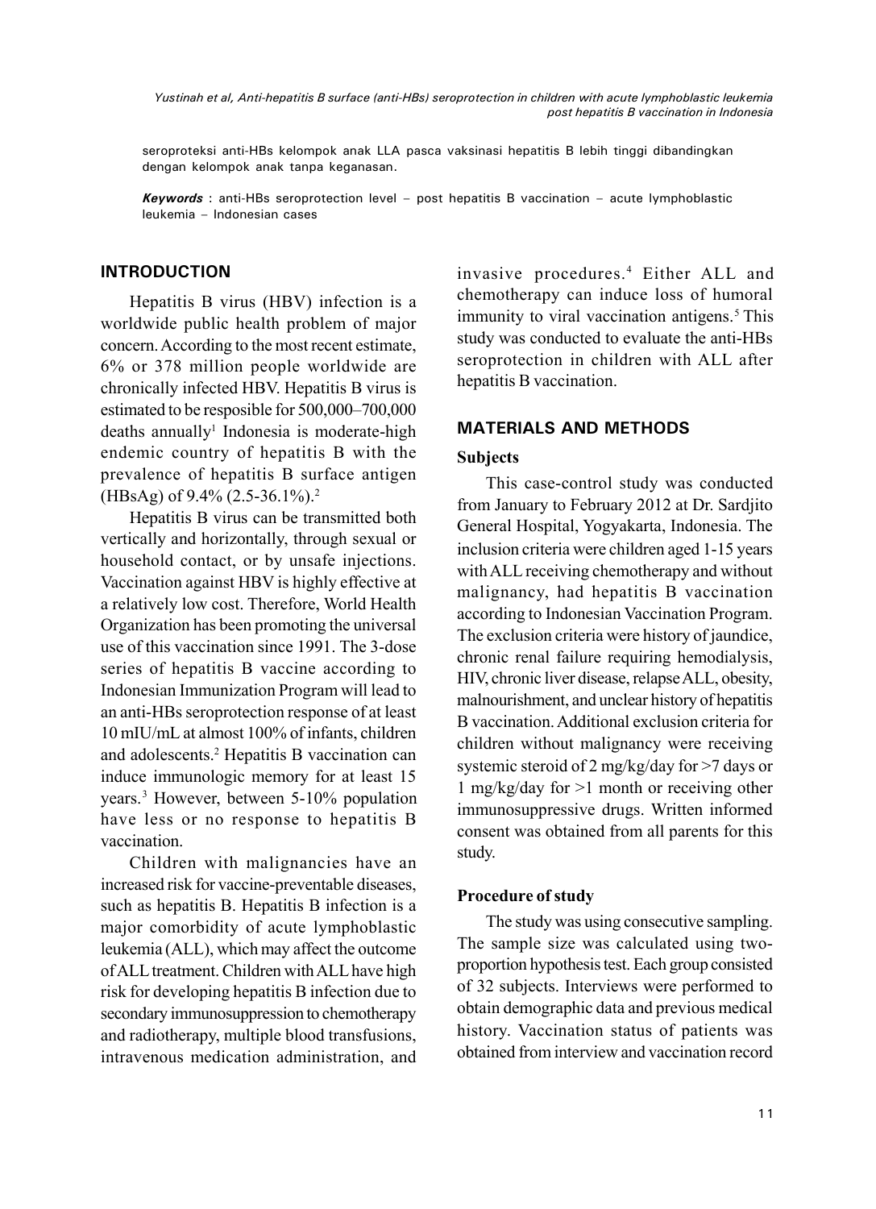seroproteksi anti-HBs kelompok anak LLA pasca vaksinasi hepatitis B lebih tinggi dibandingkan dengan kelompok anak tanpa keganasan.

***Keywords*** : anti-HBs seroprotection level – post hepatitis B vaccination – acute lymphoblastic leukemia – Indonesian cases

## INTRODUCTION

Hepatitis B virus (HBV) infection is a worldwide public health problem of major concern. According to the most recent estimate, 6% or 378 million people worldwide are chronically infected HBV. Hepatitis B virus is estimated to be resposible for 500,000–700,000 deaths annually[1] Indonesia is moderate-high endemic country of hepatitis B with the prevalence of hepatitis B surface antigen (HBsAg) of 9.4% (2.5-36.1%).[2]

Hepatitis B virus can be transmitted both vertically and horizontally, through sexual or household contact, or by unsafe injections. Vaccination against HBV is highly effective at a relatively low cost. Therefore, World Health Organization has been promoting the universal use of this vaccination since 1991. The 3-dose series of hepatitis B vaccine according to Indonesian Immunization Program will lead to an anti-HBs seroprotection response of at least 10 mIU/mL at almost 100% of infants, children and adolescents.[2] Hepatitis B vaccination can induce immunologic memory for at least 15 years.[3] However, between 5-10% population have less or no response to hepatitis B vaccination.

Children with malignancies have an increased risk for vaccine-preventable diseases, such as hepatitis B. Hepatitis B infection is a major comorbidity of acute lymphoblastic leukemia (ALL), which may affect the outcome of ALL treatment. Children with ALL have high risk for developing hepatitis B infection due to secondary immunosuppression to chemotherapy and radiotherapy, multiple blood transfusions, intravenous medication administration, and invasive procedures.[4] Either ALL and chemotherapy can induce loss of humoral immunity to viral vaccination antigens.[5] This study was conducted to evaluate the anti-HBs seroprotection in children with ALL after hepatitis B vaccination.

## MATERIALS AND METHODS

### Subjects

This case-control study was conducted from January to February 2012 at Dr. Sardjito General Hospital, Yogyakarta, Indonesia. The inclusion criteria were children aged 1-15 years with ALL receiving chemotherapy and without malignancy, had hepatitis B vaccination according to Indonesian Vaccination Program. The exclusion criteria were history of jaundice, chronic renal failure requiring hemodialysis, HIV, chronic liver disease, relapse ALL, obesity, malnourishment, and unclear history of hepatitis B vaccination. Additional exclusion criteria for children without malignancy were receiving systemic steroid of 2 mg/kg/day for >7 days or 1 mg/kg/day for >1 month or receiving other immunosuppressive drugs. Written informed consent was obtained from all parents for this study.

### Procedure of study

The study was using consecutive sampling. The sample size was calculated using two-proportion hypothesis test. Each group consisted of 32 subjects. Interviews were performed to obtain demographic data and previous medical history. Vaccination status of patients was obtained from interview and vaccination record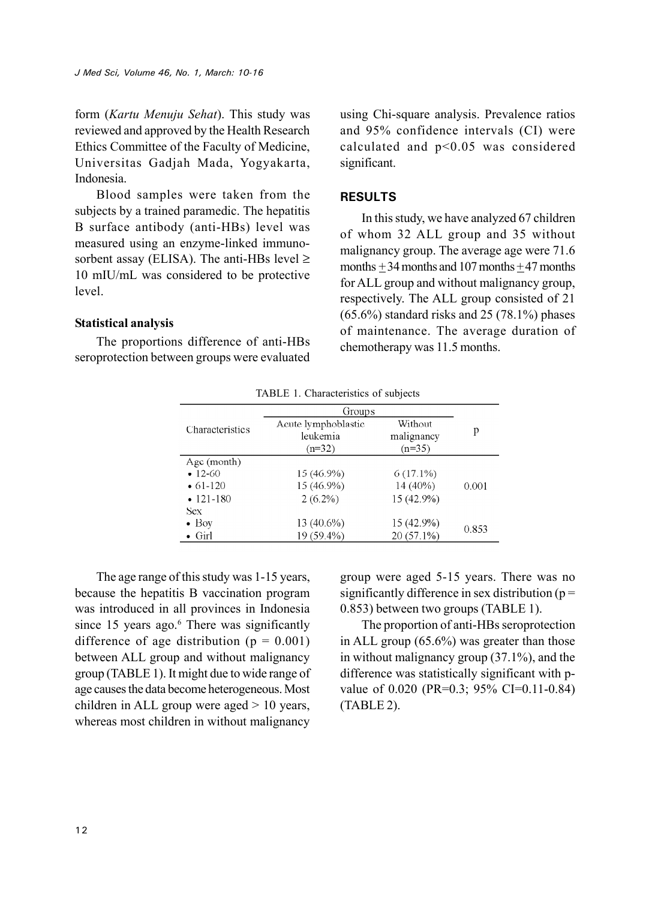form (*Kartu Menuju Sehat*). This study was reviewed and approved by the Health Research Ethics Committee of the Faculty of Medicine, Universitas Gadjah Mada, Yogyakarta, Indonesia.

Blood samples were taken from the subjects by a trained paramedic. The hepatitis B surface antibody (anti-HBs) level was measured using an enzyme-linked immunosorbent assay (ELISA). The anti-HBs level ≥ 10 mIU/mL was considered to be protective level.

### Statistical analysis

The proportions difference of anti-HBs seroprotection between groups were evaluated using Chi-square analysis. Prevalence ratios and 95% confidence intervals (CI) were calculated and $p<0.05$ was considered significant.

## RESULTS

In this study, we have analyzed 67 children of whom 32 ALL group and 35 without malignancy group. The average age were 71.6 months $\pm$ 34 months and 107 months $\pm$ 47 months for ALL group and without malignancy group, respectively. The ALL group consisted of 21 (65.6%) standard risks and 25 (78.1%) phases of maintenance. The average duration of chemotherapy was 11.5 months.

TABLE 1. Characteristics of subjects

| Characteristics | Groups | | p |
|---|---|---|---|
| | Acute lymphoblastic leukemia (n=32) | Without malignancy (n=35) | |
| Age (month) | | | |
| • 12-60 | 15 (46.9%) | 6 (17.1%) | |
| • 61-120 | 15 (46.9%) | 14 (40%) | 0.001 |
| • 121-180 | 2 (6.2%) | 15 (42.9%) | |
| Sex | | | |
| • Boy | 13 (40.6%) | 15 (42.9%) | 0.853 |
| • Girl | 19 (59.4%) | 20 (57.1%) | |

The age range of this study was 1-15 years, because the hepatitis B vaccination program was introduced in all provinces in Indonesia since 15 years ago.[6] There was significantly difference of age distribution ($p = 0.001$) between ALL group and without malignancy group (TABLE 1). It might due to wide range of age causes the data become heterogeneous. Most children in ALL group were aged > 10 years, whereas most children in without malignancy group were aged 5-15 years. There was no significantly difference in sex distribution ($p = 0.853$) between two groups (TABLE 1).

The proportion of anti-HBs seroprotection in ALL group (65.6%) was greater than those in without malignancy group (37.1%), and the difference was statistically significant with p-value of 0.020 (PR=0.3; 95% CI=0.11-0.84) (TABLE 2).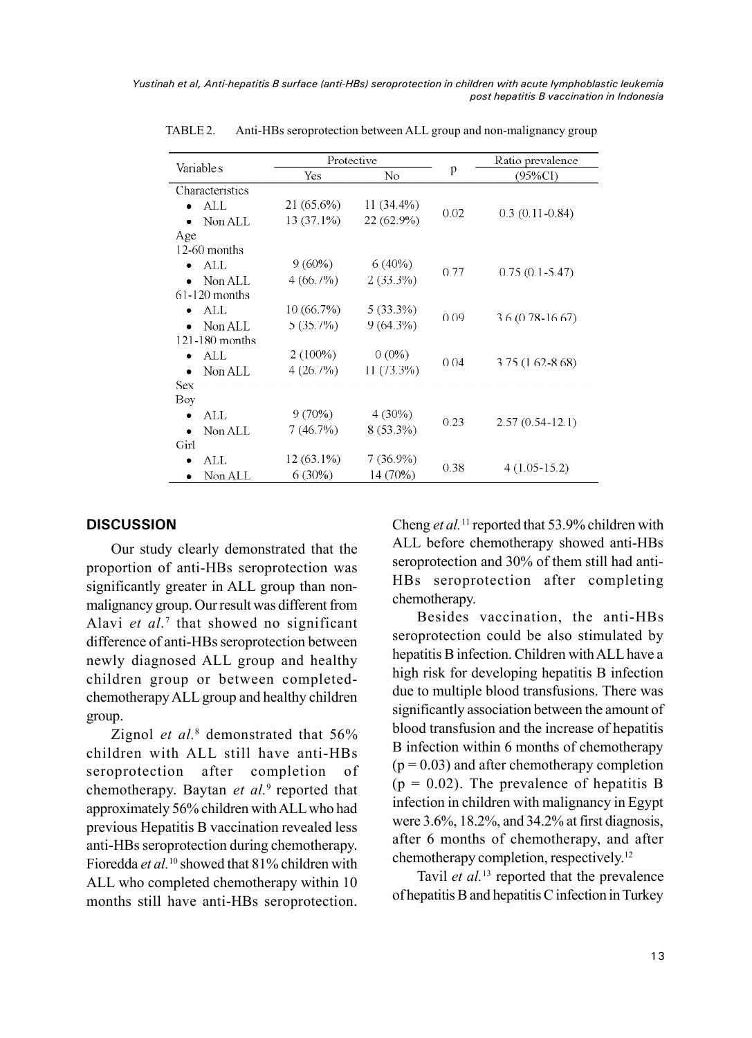TABLE 2. Anti-HBs seroprotection between ALL group and non-malignancy group

| Variables | Protective | | p | Ratio prevalence |
|---|---|---|---|---|
| | Yes | No | | (95%CI) |
| Characteristics | | | | |
| • ALL | 21 (65.6%) | 11 (34.4%) | 0.02 | 0.3 (0.11-0.84) |
| • Non ALL | 13 (37.1%) | 22 (62.9%) | | |
| Age | | | | |
| 12-60 months | | | | |
| • ALL | 9 (60%) | 6 (40%) | 0.77 | 0.75 (0.1-5.47) |
| • Non ALL | 4 (66.7%) | 2 (33.3%) | | |
| 61-120 months | | | | |
| • ALL | 10 (66.7%) | 5 (33.3%) | 0.09 | 3.6 (0.78-16.67) |
| • Non ALL | 5 (35.7%) | 9 (64.3%) | | |
| 121-180 months | | | | |
| • ALL | 2 (100%) | 0 (0%) | 0.04 | 3.75 (1.62-8.68) |
| • Non ALL | 4 (26.7%) | 11 (73.3%) | | |
| Sex | | | | |
| Boy | | | | |
| • ALL | 9 (70%) | 4 (30%) | 0.23 | 2.57 (0.54-12.1) |
| • Non ALL | 7 (46.7%) | 8 (53.3%) | | |
| Girl | | | | |
| • ALL | 12 (63.1%) | 7 (36.9%) | 0.38 | 4 (1.05-15.2) |
| • Non ALL | 6 (30%) | 14 (70%) | | |

## DISCUSSION

Our study clearly demonstrated that the proportion of anti-HBs seroprotection was significantly greater in ALL group than non-malignancy group. Our result was different from Alavi *et al.*[7] that showed no significant difference of anti-HBs seroprotection between newly diagnosed ALL group and healthy children group or between completed-chemotherapy ALL group and healthy children group.

Zignol *et al.*[8] demonstrated that 56% children with ALL still have anti-HBs seroprotection after completion of chemotherapy. Baytan *et al.*[9] reported that approximately 56% children with ALL who had previous Hepatitis B vaccination revealed less anti-HBs seroprotection during chemotherapy. Fioredda *et al.*[10] showed that 81% children with ALL who completed chemotherapy within 10 months still have anti-HBs seroprotection. Cheng *et al.*[11] reported that 53.9% children with ALL before chemotherapy showed anti-HBs seroprotection and 30% of them still had anti-HBs seroprotection after completing chemotherapy.

Besides vaccination, the anti-HBs seroprotection could be also stimulated by hepatitis B infection. Children with ALL have a high risk for developing hepatitis B infection due to multiple blood transfusions. There was significantly association between the amount of blood transfusion and the increase of hepatitis B infection within 6 months of chemotherapy ($p = 0.03$) and after chemotherapy completion ($p = 0.02$). The prevalence of hepatitis B infection in children with malignancy in Egypt were 3.6%, 18.2%, and 34.2% at first diagnosis, after 6 months of chemotherapy, and after chemotherapy completion, respectively.[12]

Tavil *et al.*[13] reported that the prevalence of hepatitis B and hepatitis C infection in Turkey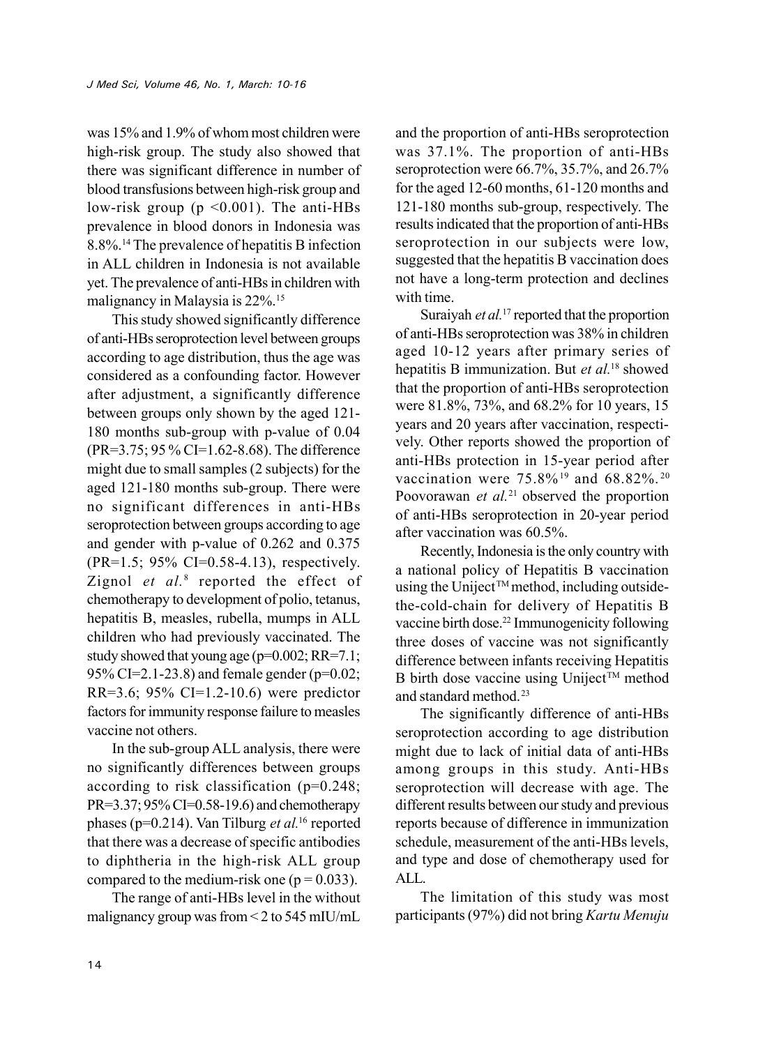was 15% and 1.9% of whom most children were high-risk group. The study also showed that there was significant difference in number of blood transfusions between high-risk group and low-risk group ($p < 0.001$). The anti-HBs prevalence in blood donors in Indonesia was 8.8%.[14] The prevalence of hepatitis B infection in ALL children in Indonesia is not available yet. The prevalence of anti-HBs in children with malignancy in Malaysia is 22%.[15]

This study showed significantly difference of anti-HBs seroprotection level between groups according to age distribution, thus the age was considered as a confounding factor. However after adjustment, a significantly difference between groups only shown by the aged 121-180 months sub-group with p-value of 0.04 (PR=3.75; 95 % CI=1.62-8.68). The difference might due to small samples (2 subjects) for the aged 121-180 months sub-group. There were no significant differences in anti-HBs seroprotection between groups according to age and gender with p-value of 0.262 and 0.375 (PR=1.5; 95% CI=0.58-4.13), respectively. Zignol *et al.*[8] reported the effect of chemotherapy to development of polio, tetanus, hepatitis B, measles, rubella, mumps in ALL children who had previously vaccinated. The study showed that young age (p=0.002; RR=7.1; 95% CI=2.1-23.8) and female gender (p=0.02; RR=3.6; 95% CI=1.2-10.6) were predictor factors for immunity response failure to measles vaccine not others.

In the sub-group ALL analysis, there were no significantly differences between groups according to risk classification (p=0.248; PR=3.37; 95% CI=0.58-19.6) and chemotherapy phases (p=0.214). Van Tilburg *et al.*[16] reported that there was a decrease of specific antibodies to diphtheria in the high-risk ALL group compared to the medium-risk one (p = 0.033).

The range of anti-HBs level in the without malignancy group was from < 2 to 545 mIU/mL and the proportion of anti-HBs seroprotection was 37.1%. The proportion of anti-HBs seroprotection were 66.7%, 35.7%, and 26.7% for the aged 12-60 months, 61-120 months and 121-180 months sub-group, respectively. The results indicated that the proportion of anti-HBs seroprotection in our subjects were low, suggested that the hepatitis B vaccination does not have a long-term protection and declines with time.

Suraiyah *et al.*[17] reported that the proportion of anti-HBs seroprotection was 38% in children aged 10-12 years after primary series of hepatitis B immunization. But *et al.*[18] showed that the proportion of anti-HBs seroprotection were 81.8%, 73%, and 68.2% for 10 years, 15 years and 20 years after vaccination, respectively. Other reports showed the proportion of anti-HBs protection in 15-year period after vaccination were 75.8%[19] and 68.82%.[20] Poovorawan *et al.*[21] observed the proportion of anti-HBs seroprotection in 20-year period after vaccination was 60.5%.

Recently, Indonesia is the only country with a national policy of Hepatitis B vaccination using the Uniject™ method, including outside-the-cold-chain for delivery of Hepatitis B vaccine birth dose.[22] Immunogenicity following three doses of vaccine was not significantly difference between infants receiving Hepatitis B birth dose vaccine using Uniject™ method and standard method.[23]

The significantly difference of anti-HBs seroprotection according to age distribution might due to lack of initial data of anti-HBs among groups in this study. Anti-HBs seroprotection will decrease with age. The different results between our study and previous reports because of difference in immunization schedule, measurement of the anti-HBs levels, and type and dose of chemotherapy used for ALL.

The limitation of this study was most participants (97%) did not bring *Kartu Menuju*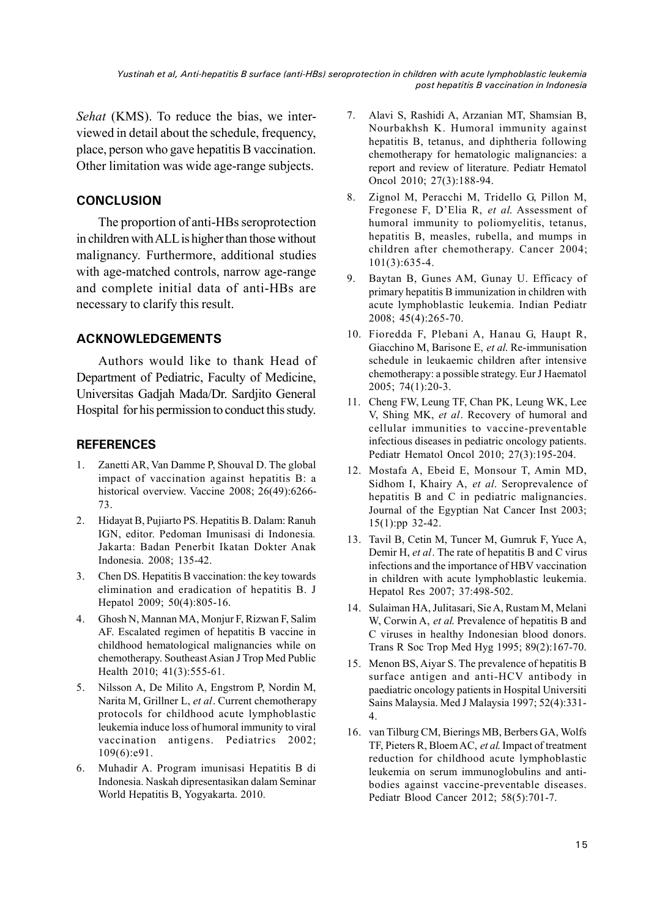*Sehat* (KMS). To reduce the bias, we interviewed in detail about the schedule, frequency, place, person who gave hepatitis B vaccination. Other limitation was wide age-range subjects.

## CONCLUSION

The proportion of anti-HBs seroprotection in children with ALL is higher than those without malignancy. Furthermore, additional studies with age-matched controls, narrow age-range and complete initial data of anti-HBs are necessary to clarify this result.

## ACKNOWLEDGEMENTS

Authors would like to thank Head of Department of Pediatric, Faculty of Medicine, Universitas Gadjah Mada/Dr. Sardjito General Hospital for his permission to conduct this study.

## REFERENCES

1. Zanetti AR, Van Damme P, Shouval D. The global impact of vaccination against hepatitis B: a historical overview. Vaccine 2008; 26(49):6266-73.
2. Hidayat B, Pujiarto PS. Hepatitis B. Dalam: Ranuh IGN, editor. Pedoman Imunisasi di Indonesia*.* Jakarta: Badan Penerbit Ikatan Dokter Anak Indonesia. 2008; 135-42.
3. Chen DS. Hepatitis B vaccination: the key towards elimination and eradication of hepatitis B. J Hepatol 2009; 50(4):805-16.
4. Ghosh N, Mannan MA, Monjur F, Rizwan F, Salim AF. Escalated regimen of hepatitis B vaccine in childhood hematological malignancies while on chemotherapy. Southeast Asian J Trop Med Public Health 2010; 41(3):555-61.
5. Nilsson A, De Milito A, Engstrom P, Nordin M, Narita M, Grillner L, *et al*. Current chemotherapy protocols for childhood acute lymphoblastic leukemia induce loss of humoral immunity to viral vaccination antigens. Pediatrics 2002; 109(6):e91.
6. Muhadir A. Program imunisasi Hepatitis B di Indonesia. Naskah dipresentasikan dalam Seminar World Hepatitis B, Yogyakarta. 2010.
7. Alavi S, Rashidi A, Arzanian MT, Shamsian B, Nourbakhsh K. Humoral immunity against hepatitis B, tetanus, and diphtheria following chemotherapy for hematologic malignancies: a report and review of literature. Pediatr Hematol Oncol 2010; 27(3):188-94.
8. Zignol M, Peracchi M, Tridello G, Pillon M, Fregonese F, D'Elia R, *et al*. Assessment of humoral immunity to poliomyelitis, tetanus, hepatitis B, measles, rubella, and mumps in children after chemotherapy. Cancer 2004; 101(3):635-4.
9. Baytan B, Gunes AM, Gunay U. Efficacy of primary hepatitis B immunization in children with acute lymphoblastic leukemia. Indian Pediatr 2008; 45(4):265-70.
10. Fioredda F, Plebani A, Hanau G, Haupt R, Giacchino M, Barisone E, *et al*. Re-immunisation schedule in leukaemic children after intensive chemotherapy: a possible strategy. Eur J Haematol 2005; 74(1):20-3.
11. Cheng FW, Leung TF, Chan PK, Leung WK, Lee V, Shing MK, *et al*. Recovery of humoral and cellular immunities to vaccine-preventable infectious diseases in pediatric oncology patients. Pediatr Hematol Oncol 2010; 27(3):195-204.
12. Mostafa A, Ebeid E, Monsour T, Amin MD, Sidhom I, Khairy A, *et al*. Seroprevalence of hepatitis B and C in pediatric malignancies. Journal of the Egyptian Nat Cancer Inst 2003; 15(1):pp 32-42.
13. Tavil B, Cetin M, Tuncer M, Gumruk F, Yuce A, Demir H, *et al*. The rate of hepatitis B and C virus infections and the importance of HBV vaccination in children with acute lymphoblastic leukemia. Hepatol Res 2007; 37:498-502.
14. Sulaiman HA, Julitasari, Sie A, Rustam M, Melani W, Corwin A, *et al*. Prevalence of hepatitis B and C viruses in healthy Indonesian blood donors. Trans R Soc Trop Med Hyg 1995; 89(2):167-70.
15. Menon BS, Aiyar S. The prevalence of hepatitis B surface antigen and anti-HCV antibody in paediatric oncology patients in Hospital Universiti Sains Malaysia. Med J Malaysia 1997; 52(4):331-4.
16. van Tilburg CM, Bierings MB, Berbers GA, Wolfs TF, Pieters R, Bloem AC, *et al*. Impact of treatment reduction for childhood acute lymphoblastic leukemia on serum immunoglobulins and antibodies against vaccine-preventable diseases. Pediatr Blood Cancer 2012; 58(5):701-7.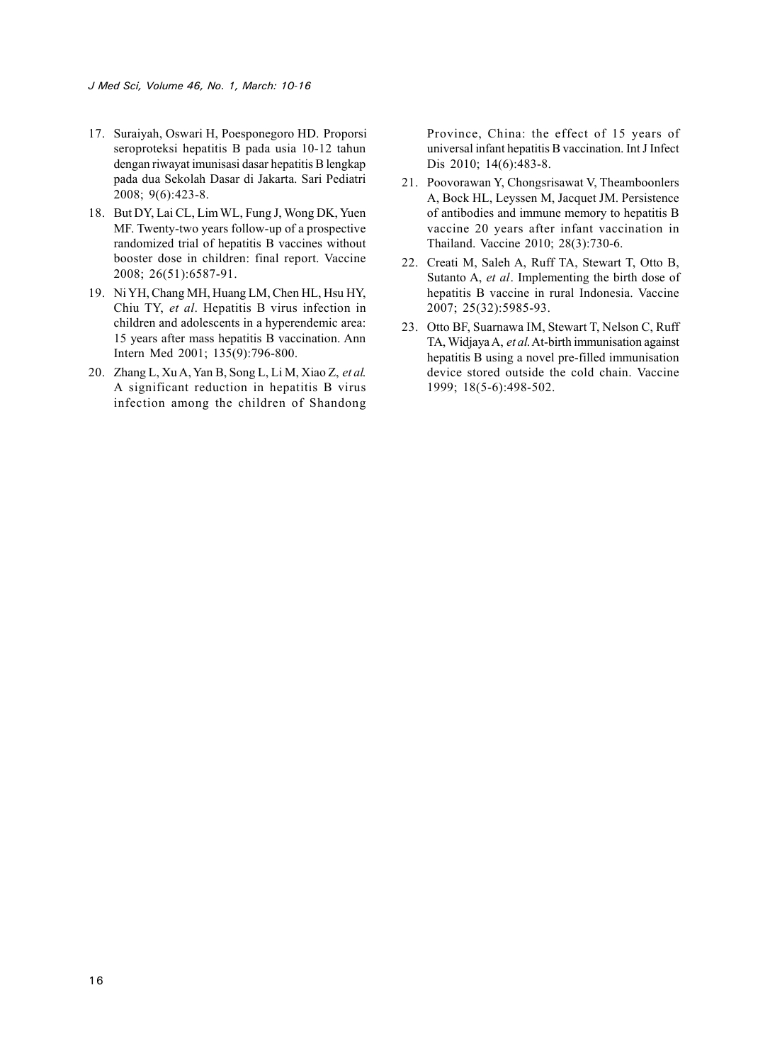17. Suraiyah, Oswari H, Poesponegoro HD. Proporsi seroproteksi hepatitis B pada usia 10-12 tahun dengan riwayat imunisasi dasar hepatitis B lengkap pada dua Sekolah Dasar di Jakarta. Sari Pediatri 2008; 9(6):423-8.
18. But DY, Lai CL, Lim WL, Fung J, Wong DK, Yuen MF. Twenty-two years follow-up of a prospective randomized trial of hepatitis B vaccines without booster dose in children: final report. Vaccine 2008; 26(51):6587-91.
19. Ni YH, Chang MH, Huang LM, Chen HL, Hsu HY, Chiu TY, *et al*. Hepatitis B virus infection in children and adolescents in a hyperendemic area: 15 years after mass hepatitis B vaccination. Ann Intern Med 2001; 135(9):796-800.
20. Zhang L, Xu A, Yan B, Song L, Li M, Xiao Z, *et al.* A significant reduction in hepatitis B virus infection among the children of Shandong Province, China: the effect of 15 years of universal infant hepatitis B vaccination. Int J Infect Dis 2010; 14(6):483-8.
21. Poovorawan Y, Chongsrisawat V, Theamboonlers A, Bock HL, Leyssen M, Jacquet JM. Persistence of antibodies and immune memory to hepatitis B vaccine 20 years after infant vaccination in Thailand. Vaccine 2010; 28(3):730-6.
22. Creati M, Saleh A, Ruff TA, Stewart T, Otto B, Sutanto A, *et al*. Implementing the birth dose of hepatitis B vaccine in rural Indonesia. Vaccine 2007; 25(32):5985-93.
23. Otto BF, Suarnawa IM, Stewart T, Nelson C, Ruff TA, Widjaya A, *et al.* At-birth immunisation against hepatitis B using a novel pre-filled immunisation device stored outside the cold chain. Vaccine 1999; 18(5-6):498-502.